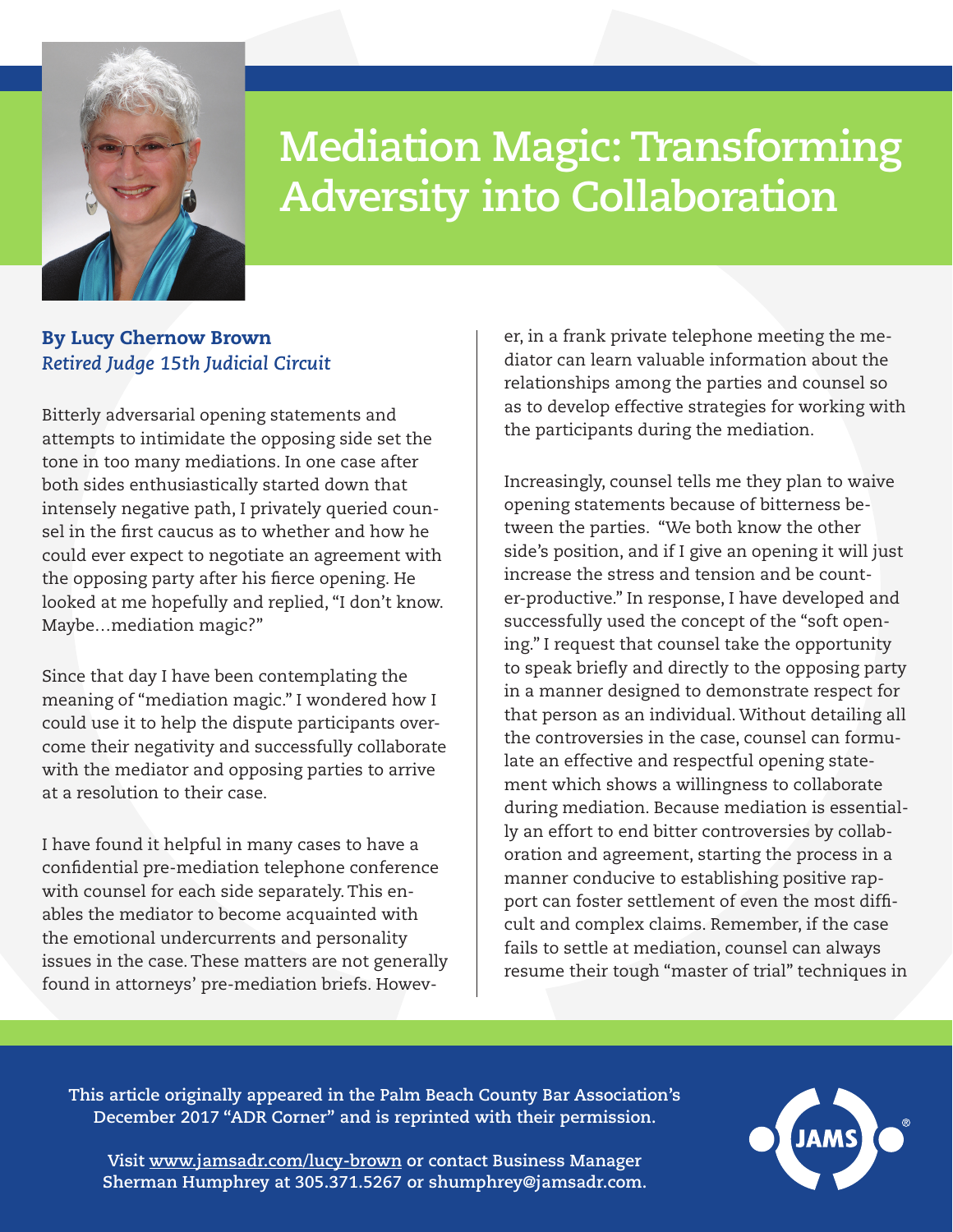# Mediation Magic: Transforming Adversity into Collaboration

**By Lucy Chernow Brown**
*Retired Judge 15th Judicial Circuit*

Bitterly adversarial opening statements and attempts to intimidate the opposing side set the tone in too many mediations. In one case after both sides enthusiastically started down that intensely negative path, I privately queried counsel in the first caucus as to whether and how he could ever expect to negotiate an agreement with the opposing party after his fierce opening. He looked at me hopefully and replied, "I don't know. Maybe…mediation magic?"

Since that day I have been contemplating the meaning of "mediation magic." I wondered how I could use it to help the dispute participants overcome their negativity and successfully collaborate with the mediator and opposing parties to arrive at a resolution to their case.

I have found it helpful in many cases to have a confidential pre-mediation telephone conference with counsel for each side separately. This enables the mediator to become acquainted with the emotional undercurrents and personality issues in the case. These matters are not generally found in attorneys' pre-mediation briefs. However, in a frank private telephone meeting the mediator can learn valuable information about the relationships among the parties and counsel so as to develop effective strategies for working with the participants during the mediation.

Increasingly, counsel tells me they plan to waive opening statements because of bitterness between the parties. "We both know the other side's position, and if I give an opening it will just increase the stress and tension and be counter-productive." In response, I have developed and successfully used the concept of the "soft opening." I request that counsel take the opportunity to speak briefly and directly to the opposing party in a manner designed to demonstrate respect for that person as an individual. Without detailing all the controversies in the case, counsel can formulate an effective and respectful opening statement which shows a willingness to collaborate during mediation. Because mediation is essentially an effort to end bitter controversies by collaboration and agreement, starting the process in a manner conducive to establishing positive rapport can foster settlement of even the most difficult and complex claims. Remember, if the case fails to settle at mediation, counsel can always resume their tough "master of trial" techniques in

**This article originally appeared in the Palm Beach County Bar Association's December 2017 "ADR Corner" and is reprinted with their permission.**

**Visit www.jamsadr.com/lucy-brown or contact Business Manager Sherman Humphrey at 305.371.5267 or shumphrey@jamsadr.com.**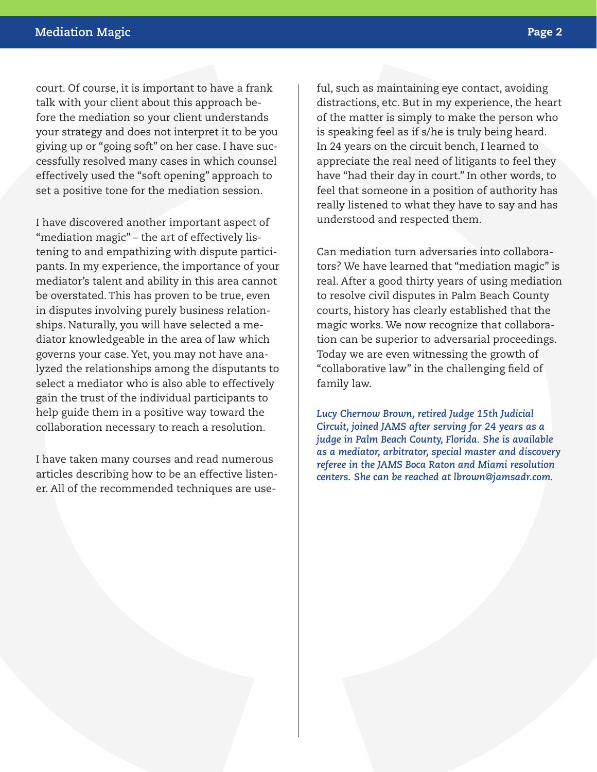court. Of course, it is important to have a frank talk with your client about this approach before the mediation so your client understands your strategy and does not interpret it to be you giving up or "going soft" on her case. I have successfully resolved many cases in which counsel effectively used the "soft opening" approach to set a positive tone for the mediation session.

I have discovered another important aspect of "mediation magic" – the art of effectively listening to and empathizing with dispute participants. In my experience, the importance of your mediator's talent and ability in this area cannot be overstated. This has proven to be true, even in disputes involving purely business relationships. Naturally, you will have selected a mediator knowledgeable in the area of law which governs your case. Yet, you may not have analyzed the relationships among the disputants to select a mediator who is also able to effectively gain the trust of the individual participants to help guide them in a positive way toward the collaboration necessary to reach a resolution.

I have taken many courses and read numerous articles describing how to be an effective listener. All of the recommended techniques are useful, such as maintaining eye contact, avoiding distractions, etc. But in my experience, the heart of the matter is simply to make the person who is speaking feel as if s/he is truly being heard. In 24 years on the circuit bench, I learned to appreciate the real need of litigants to feel they have "had their day in court." In other words, to feel that someone in a position of authority has really listened to what they have to say and has understood and respected them.

Can mediation turn adversaries into collaborators? We have learned that "mediation magic" is real. After a good thirty years of using mediation to resolve civil disputes in Palm Beach County courts, history has clearly established that the magic works. We now recognize that collaboration can be superior to adversarial proceedings. Today we are even witnessing the growth of "collaborative law" in the challenging field of family law.

***Lucy Chernow Brown, retired Judge 15th Judicial Circuit, joined JAMS after serving for 24 years as a judge in Palm Beach County, Florida. She is available as a mediator, arbitrator, special master and discovery referee in the JAMS Boca Raton and Miami resolution centers. She can be reached at lbrown@jamsadr.com.***